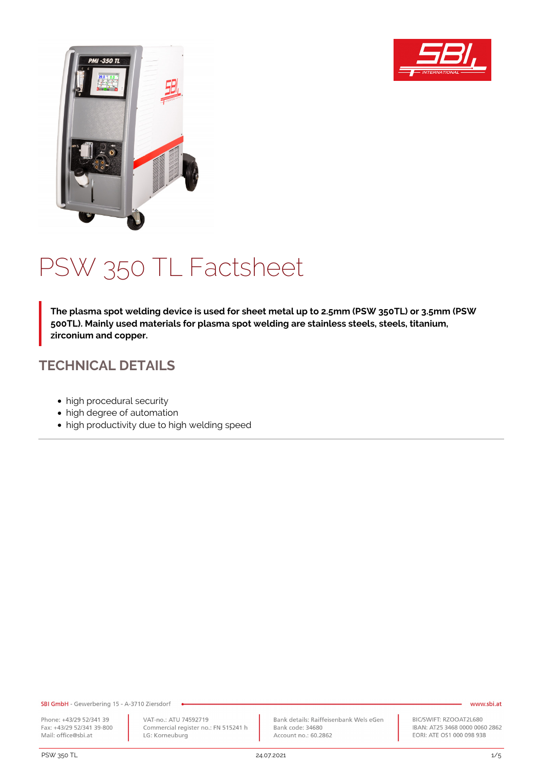# PSW 350 TL Factsheet

> **The plasma spot welding device is used for sheet metal up to 2.5mm (PSW 350TL) or 3.5mm (PSW 500TL). Mainly used materials for plasma spot welding are stainless steels, steels, titanium, zirconium and copper.**

## TECHNICAL DETAILS

- high procedural security
- high degree of automation
- high productivity due to high welding speed

---

SBI GmbH - Gewerbering 15 - A-3710 Ziersdorf

www.sbi.at

Phone: +43/29 52/341 39
Fax: +43/29 52/341 39-800
Mail: office@sbi.at

VAT-no.: ATU 74592719
Commercial register no.: FN 515241 h
LG: Korneuburg

Bank details: Raiffeisenbank Wels eGen
Bank code: 34680
Account no.: 60.2862

BIC/SWIFT: RZOOAT2L680
IBAN: AT25 3468 0000 0060 2862
EORI: ATE OS1 000 098 938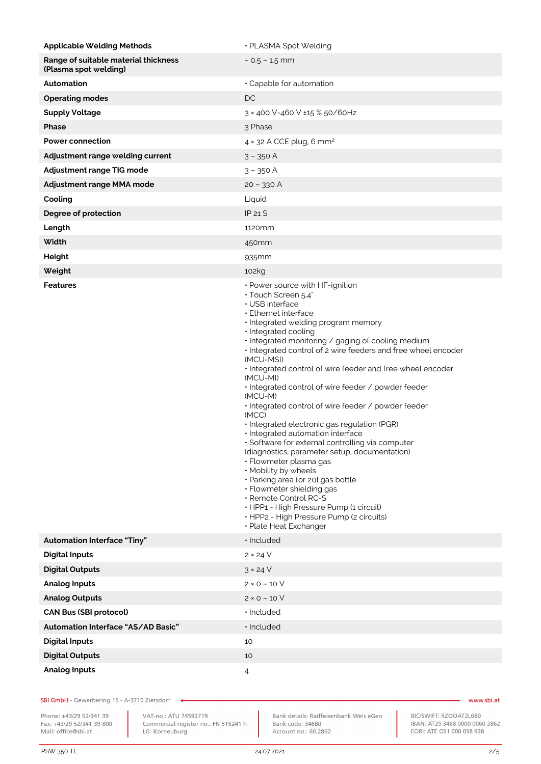| | |
|---|---|
| **Applicable Welding Methods** | • PLASMA Spot Welding |
| **Range of suitable material thickness (Plasma spot welding)** | ~ 0.5 – 1.5 mm |
| **Automation** | • Capable for automation |
| **Operating modes** | DC |
| **Supply Voltage** | 3 × 400 V-460 V ±15 % 50/60Hz |
| **Phase** | 3 Phase |
| **Power connection** | 4 × 32 A CCE plug, 6 mm² |
| **Adjustment range welding current** | 3 – 350 A |
| **Adjustment range TIG mode** | 3 – 350 A |
| **Adjustment range MMA mode** | 20 – 330 A |
| **Cooling** | Liquid |
| **Degree of protection** | IP 21 S |
| **Length** | 1120mm |
| **Width** | 450mm |
| **Height** | 935mm |
| **Weight** | 102kg |
| **Features** | • Power source with HF-ignition<br>• Touch Screen 5,4"<br>• USB interface<br>• Ethernet interface<br>• Integrated welding program memory<br>• Integrated cooling<br>• Integrated monitoring / gaging of cooling medium<br>• Integrated control of 2 wire feeders and free wheel encoder (MCU-MSI)<br>• Integrated control of wire feeder and free wheel encoder (MCU-MI)<br>• Integrated control of wire feeder / powder feeder (MCU-M)<br>• Integrated control of wire feeder / powder feeder (MCC)<br>• Integrated electronic gas regulation (PGR)<br>• Integrated automation interface<br>• Software for external controlling via computer (diagnostics, parameter setup, documentation)<br>• Flowmeter plasma gas<br>• Mobility by wheels<br>• Parking area for 20l gas bottle<br>• Flowmeter shielding gas<br>• Remote Control RC-S<br>• HPP1 - High Pressure Pump (1 circuit)<br>• HPP2 - High Pressure Pump (2 circuits)<br>• Plate Heat Exchanger |
| **Automation Interface "Tiny"** | • Included |
| **Digital Inputs** | 2 × 24 V |
| **Digital Outputs** | 3 × 24 V |
| **Analog Inputs** | 2 × 0 – 10 V |
| **Analog Outputs** | 2 × 0 – 10 V |
| **CAN Bus (SBI protocol)** | • Included |
| **Automation Interface "AS/AD Basic"** | • Included |
| **Digital Inputs** | 10 |
| **Digital Outputs** | 10 |
| **Analog Inputs** | 4 |

SBI GmbH - Gewerbering 15 - A-3710 Ziersdorf — www.sbi.at

Phone: +43/29 52/341 39
Fax: +43/29 52/341 39-800
Mail: office@sbi.at

VAT-no.: ATU 74592719
Commercial register no.: FN 515241 h
LG: Korneuburg

Bank details: Raiffeisenbank Wels eGen
Bank code: 34680
Account no.: 60.2862

BIC/SWIFT: RZOOAT2L680
IBAN: AT25 3468 0000 0060 2862
EORI: ATE OS1 000 098 938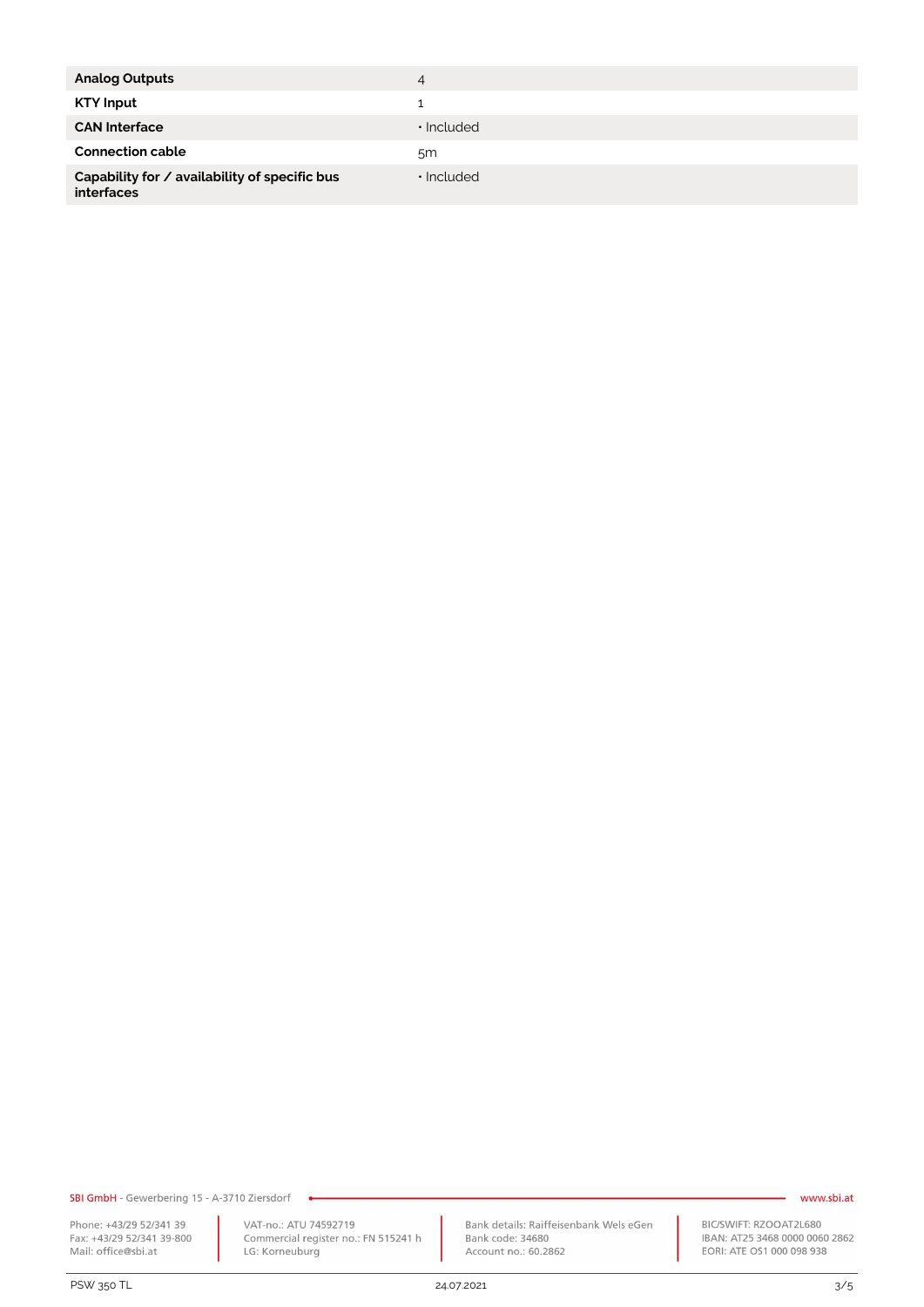| | |
|---|---|
| **Analog Outputs** | 4 |
| **KTY Input** | 1 |
| **CAN Interface** | • Included |
| **Connection cable** | 5m |
| **Capability for / availability of specific bus interfaces** | • Included |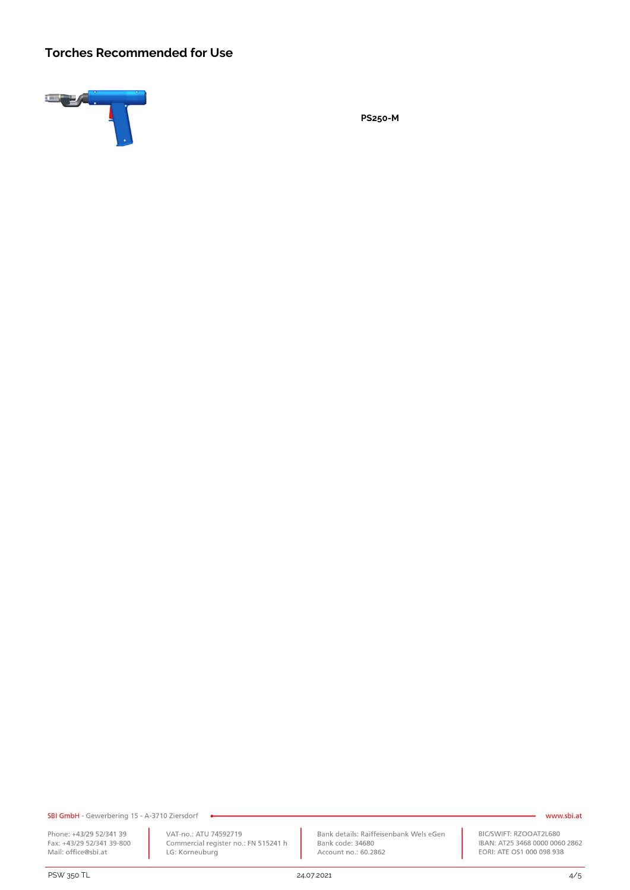## Torches Recommended for Use

**PS250-M**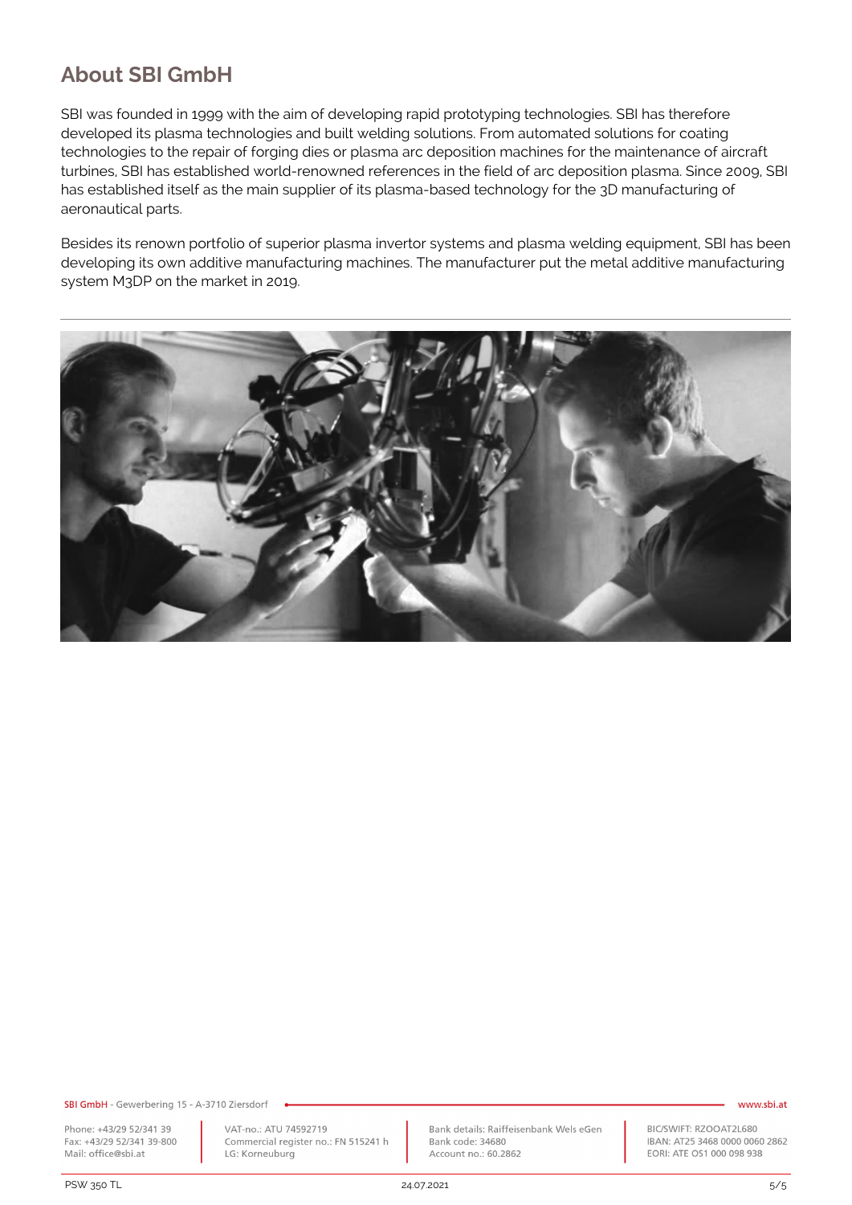## About SBI GmbH

SBI was founded in 1999 with the aim of developing rapid prototyping technologies. SBI has therefore developed its plasma technologies and built welding solutions. From automated solutions for coating technologies to the repair of forging dies or plasma arc deposition machines for the maintenance of aircraft turbines, SBI has established world-renowned references in the field of arc deposition plasma. Since 2009, SBI has established itself as the main supplier of its plasma-based technology for the 3D manufacturing of aeronautical parts.

Besides its renown portfolio of superior plasma invertor systems and plasma welding equipment, SBI has been developing its own additive manufacturing machines. The manufacturer put the metal additive manufacturing system M3DP on the market in 2019.

SBI GmbH - Gewerbering 15 - A-3710 Ziersdorf    www.sbi.at

Phone: +43/29 52/341 39
Fax: +43/29 52/341 39-800
Mail: office@sbi.at

VAT-no.: ATU 74592719
Commercial register no.: FN 515241 h
LG: Korneuburg

Bank details: Raiffeisenbank Wels eGen
Bank code: 34680
Account no.: 60.2862

BIC/SWIFT: RZOOAT2L680
IBAN: AT25 3468 0000 0060 2862
EORI: ATE OS1 000 098 938